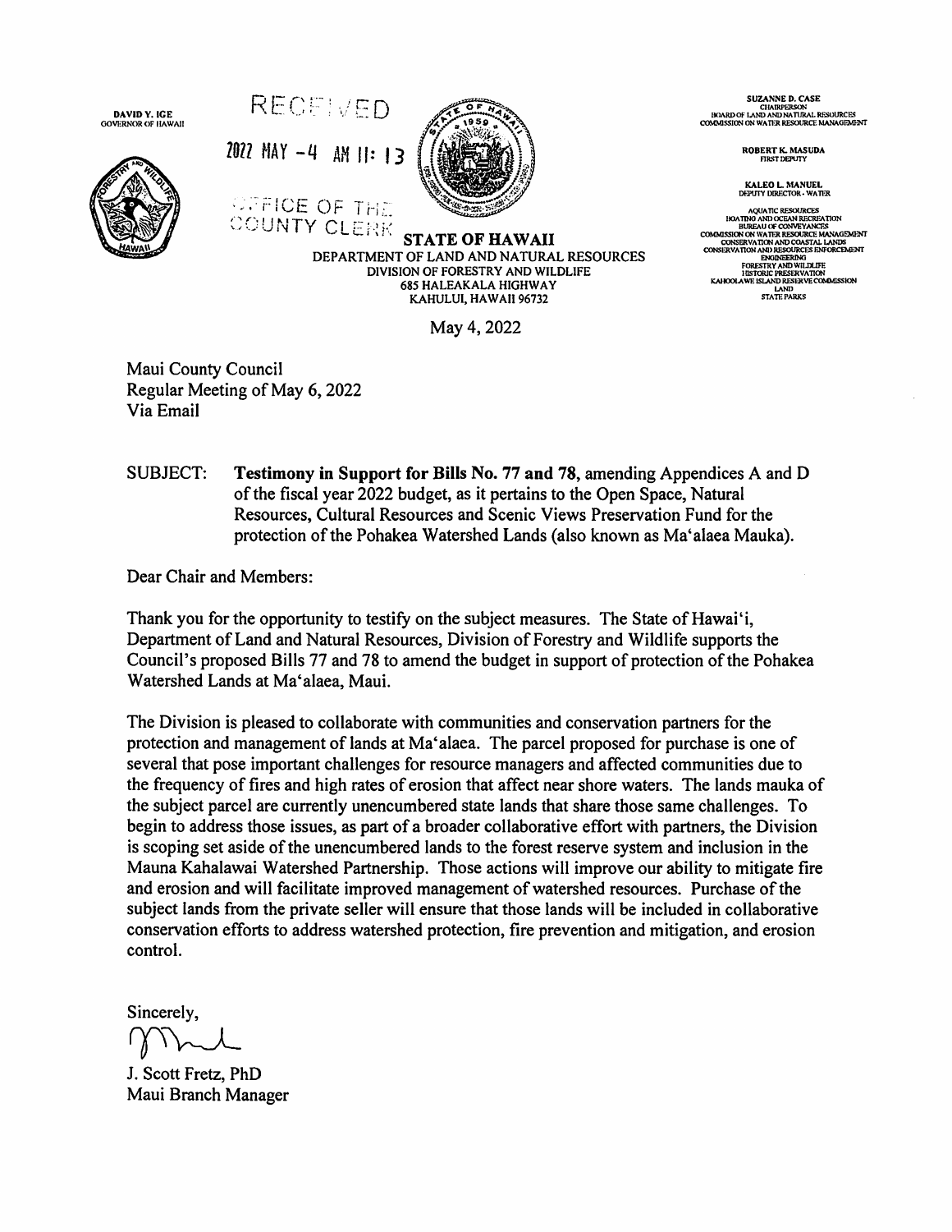DAVID Y. IGE
GOVERNOR OF HAWAII

RECEIVED

2022 MAY -4 AM 11: 13

OFFICE OF THE COUNTY CLERK

SUZANNE D. CASE
CHAIRPERSON
BOARD OF LAND AND NATURAL RESOURCES
COMMISSION ON WATER RESOURCE MANAGEMENT

ROBERT K. MASUDA
FIRST DEPUTY

KALEO L. MANUEL
DEPUTY DIRECTOR - WATER

AQUATIC RESOURCES
BOATING AND OCEAN RECREATION
BUREAU OF CONVEYANCES
COMMISSION ON WATER RESOURCE MANAGEMENT
CONSERVATION AND COASTAL LANDS
CONSERVATION AND RESOURCES ENFORCEMENT
ENGINEERING
FORESTRY AND WILDLIFE
HISTORIC PRESERVATION
KAHOOLAWE ISLAND RESERVE COMMISSION
LAND
STATE PARKS

**STATE OF HAWAII**
DEPARTMENT OF LAND AND NATURAL RESOURCES
DIVISION OF FORESTRY AND WILDLIFE
685 HALEAKALA HIGHWAY
KAHULUI, HAWAII 96732

May 4, 2022

Maui County Council
Regular Meeting of May 6, 2022
Via Email

SUBJECT: **Testimony in Support for Bills No. 77 and 78**, amending Appendices A and D of the fiscal year 2022 budget, as it pertains to the Open Space, Natural Resources, Cultural Resources and Scenic Views Preservation Fund for the protection of the Pohakea Watershed Lands (also known as Ma'alaea Mauka).

Dear Chair and Members:

Thank you for the opportunity to testify on the subject measures. The State of Hawai'i, Department of Land and Natural Resources, Division of Forestry and Wildlife supports the Council's proposed Bills 77 and 78 to amend the budget in support of protection of the Pohakea Watershed Lands at Ma'alaea, Maui.

The Division is pleased to collaborate with communities and conservation partners for the protection and management of lands at Ma'alaea. The parcel proposed for purchase is one of several that pose important challenges for resource managers and affected communities due to the frequency of fires and high rates of erosion that affect near shore waters. The lands mauka of the subject parcel are currently unencumbered state lands that share those same challenges. To begin to address those issues, as part of a broader collaborative effort with partners, the Division is scoping set aside of the unencumbered lands to the forest reserve system and inclusion in the Mauna Kahalawai Watershed Partnership. Those actions will improve our ability to mitigate fire and erosion and will facilitate improved management of watershed resources. Purchase of the subject lands from the private seller will ensure that those lands will be included in collaborative conservation efforts to address watershed protection, fire prevention and mitigation, and erosion control.

Sincerely,

J. Scott Fretz, PhD
Maui Branch Manager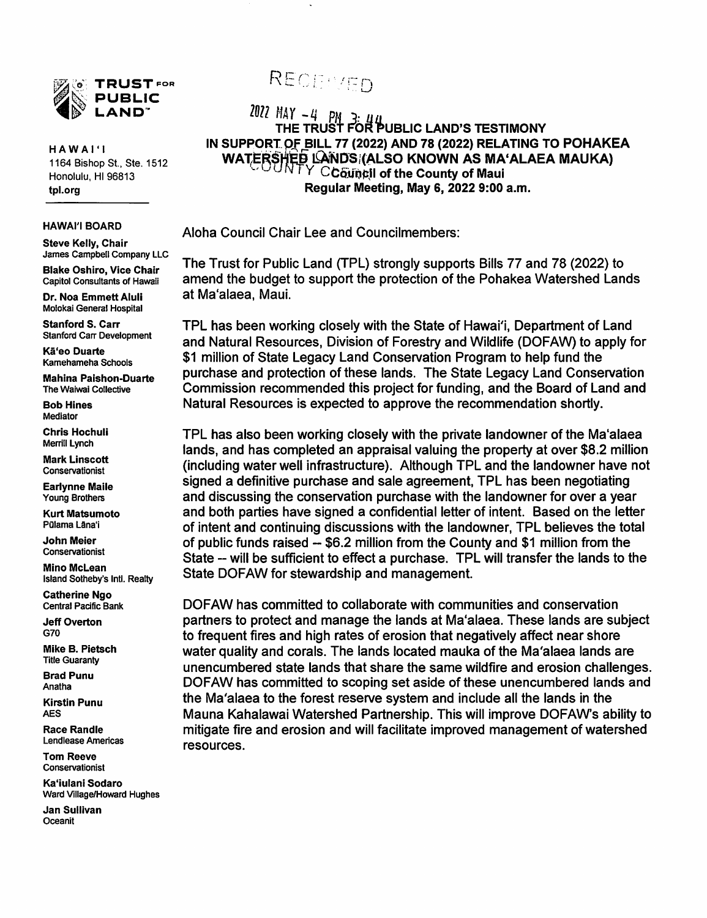**TRUST FOR PUBLIC LAND**

**HAWAI'I**
1164 Bishop St., Ste. 1512
Honolulu, HI 96813
**tpl.org**

**HAWAI'I BOARD**

**Steve Kelly, Chair**
James Campbell Company LLC

**Blake Oshiro, Vice Chair**
Capitol Consultants of Hawaii

**Dr. Noa Emmett Aluli**
Molokai General Hospital

**Stanford S. Carr**
Stanford Carr Development

**Kā'eo Duarte**
Kamehameha Schools

**Mahina Paishon-Duarte**
The Waiwai Collective

**Bob Hines**
Mediator

**Chris Hochuli**
Merrill Lynch

**Mark Linscott**
Conservationist

**Earlynne Maile**
Young Brothers

**Kurt Matsumoto**
Pūlama Lāna'i

**John Meier**
Conservationist

**Mino McLean**
Island Sotheby's Intl. Realty

**Catherine Ngo**
Central Pacific Bank

**Jeff Overton**
G70

**Mike B. Pietsch**
Title Guaranty

**Brad Punu**
Anatha

**Kirstin Punu**
AES

**Race Randle**
Lendlease Americas

**Tom Reeve**
Conservationist

**Ka'iulani Sodaro**
Ward Village/Howard Hughes

**Jan Sullivan**
Oceanit

RECEIVED

2022 MAY -4 PM 3:44

COUNTY COUNCIL

**THE TRUST FOR PUBLIC LAND'S TESTIMONY IN SUPPORT OF BILL 77 (2022) AND 78 (2022) RELATING TO POHAKEA WATERSHED LANDS (ALSO KNOWN AS MA'ALAEA MAUKA)**
**Council of the County of Maui**
**Regular Meeting, May 6, 2022 9:00 a.m.**

Aloha Council Chair Lee and Councilmembers:

The Trust for Public Land (TPL) strongly supports Bills 77 and 78 (2022) to amend the budget to support the protection of the Pohakea Watershed Lands at Ma'alaea, Maui.

TPL has been working closely with the State of Hawai'i, Department of Land and Natural Resources, Division of Forestry and Wildlife (DOFAW) to apply for $1 million of State Legacy Land Conservation Program to help fund the purchase and protection of these lands. The State Legacy Land Conservation Commission recommended this project for funding, and the Board of Land and Natural Resources is expected to approve the recommendation shortly.

TPL has also been working closely with the private landowner of the Ma'alaea lands, and has completed an appraisal valuing the property at over $8.2 million (including water well infrastructure). Although TPL and the landowner have not signed a definitive purchase and sale agreement, TPL has been negotiating and discussing the conservation purchase with the landowner for over a year and both parties have signed a confidential letter of intent. Based on the letter of intent and continuing discussions with the landowner, TPL believes the total of public funds raised -- $6.2 million from the County and $1 million from the State -- will be sufficient to effect a purchase. TPL will transfer the lands to the State DOFAW for stewardship and management.

DOFAW has committed to collaborate with communities and conservation partners to protect and manage the lands at Ma'alaea. These lands are subject to frequent fires and high rates of erosion that negatively affect near shore water quality and corals. The lands located mauka of the Ma'alaea lands are unencumbered state lands that share the same wildfire and erosion challenges. DOFAW has committed to scoping set aside of these unencumbered lands and the Ma'alaea to the forest reserve system and include all the lands in the Mauna Kahalawai Watershed Partnership. This will improve DOFAW's ability to mitigate fire and erosion and will facilitate improved management of watershed resources.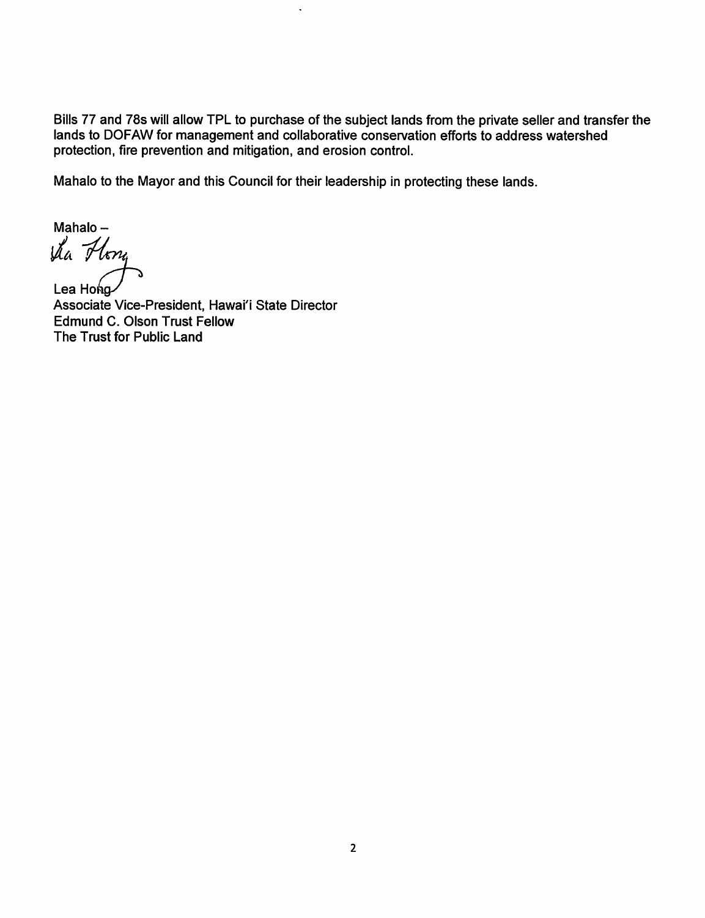Bills 77 and 78s will allow TPL to purchase of the subject lands from the private seller and transfer the lands to DOFAW for management and collaborative conservation efforts to address watershed protection, fire prevention and mitigation, and erosion control.

Mahalo to the Mayor and this Council for their leadership in protecting these lands.

Mahalo –

Lea Hong
Associate Vice-President, Hawai'i State Director
Edmund C. Olson Trust Fellow
The Trust for Public Land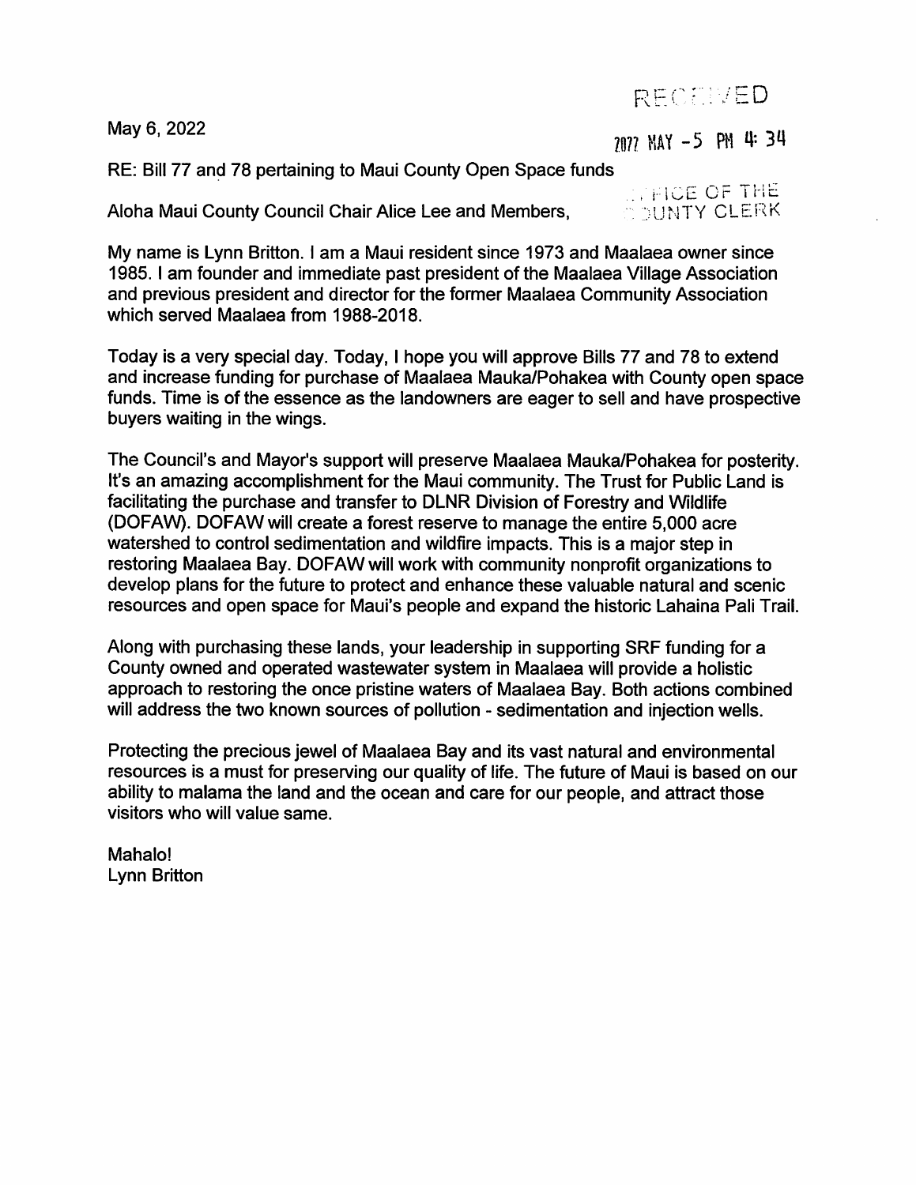RECEIVED

May 6, 2022

2022 MAY -5 PM 4: 34

RE: Bill 77 and 78 pertaining to Maui County Open Space funds

OFFICE OF THE COUNTY CLERK

Aloha Maui County Council Chair Alice Lee and Members,

My name is Lynn Britton. I am a Maui resident since 1973 and Maalaea owner since 1985. I am founder and immediate past president of the Maalaea Village Association and previous president and director for the former Maalaea Community Association which served Maalaea from 1988-2018.

Today is a very special day. Today, I hope you will approve Bills 77 and 78 to extend and increase funding for purchase of Maalaea Mauka/Pohakea with County open space funds. Time is of the essence as the landowners are eager to sell and have prospective buyers waiting in the wings.

The Council's and Mayor's support will preserve Maalaea Mauka/Pohakea for posterity. It's an amazing accomplishment for the Maui community. The Trust for Public Land is facilitating the purchase and transfer to DLNR Division of Forestry and Wildlife (DOFAW). DOFAW will create a forest reserve to manage the entire 5,000 acre watershed to control sedimentation and wildfire impacts. This is a major step in restoring Maalaea Bay. DOFAW will work with community nonprofit organizations to develop plans for the future to protect and enhance these valuable natural and scenic resources and open space for Maui's people and expand the historic Lahaina Pali Trail.

Along with purchasing these lands, your leadership in supporting SRF funding for a County owned and operated wastewater system in Maalaea will provide a holistic approach to restoring the once pristine waters of Maalaea Bay. Both actions combined will address the two known sources of pollution - sedimentation and injection wells.

Protecting the precious jewel of Maalaea Bay and its vast natural and environmental resources is a must for preserving our quality of life. The future of Maui is based on our ability to malama the land and the ocean and care for our people, and attract those visitors who will value same.

Mahalo!
Lynn Britton